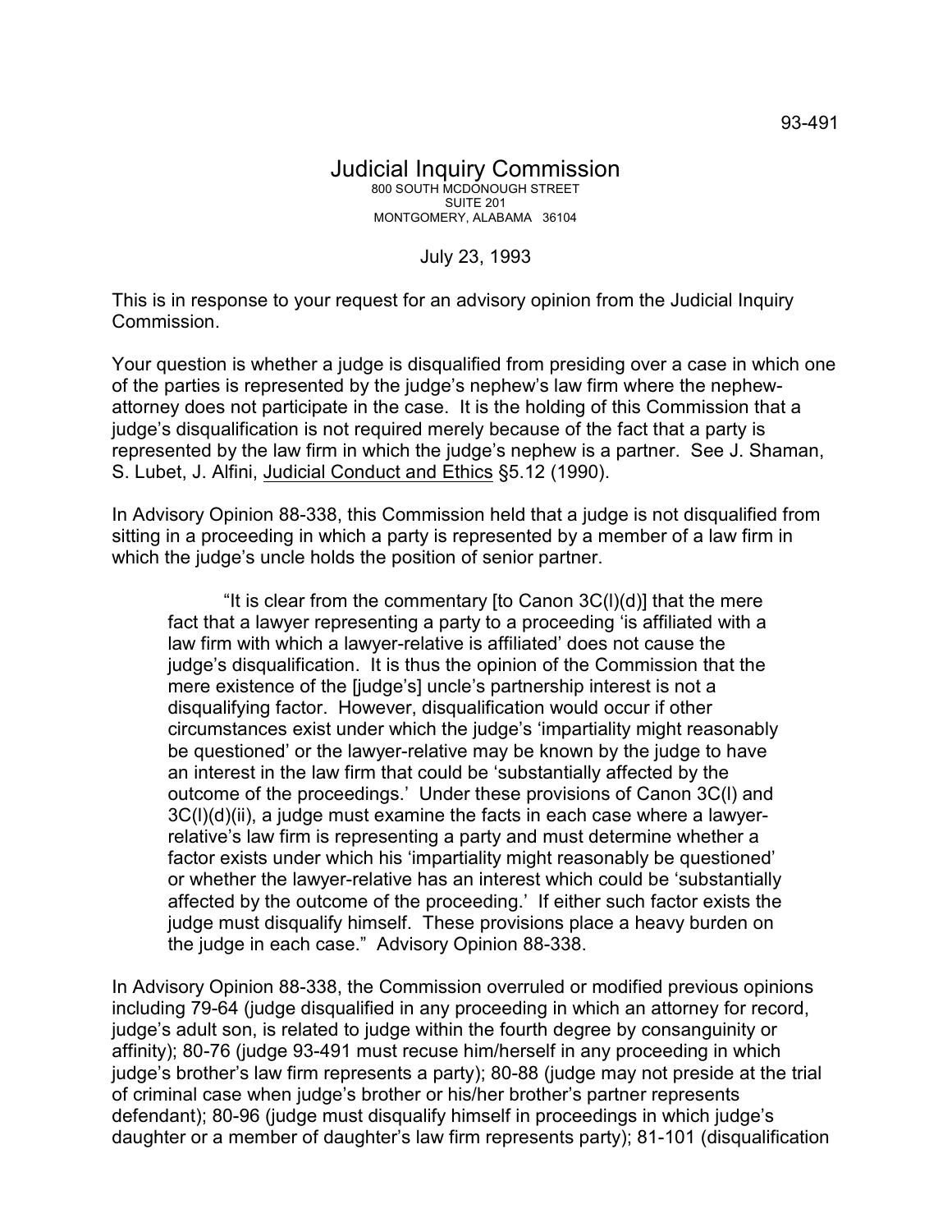93-491

# Judicial Inquiry Commission

800 SOUTH MCDONOUGH STREET
SUITE 201
MONTGOMERY, ALABAMA 36104

July 23, 1993

This is in response to your request for an advisory opinion from the Judicial Inquiry Commission.

Your question is whether a judge is disqualified from presiding over a case in which one of the parties is represented by the judge's nephew's law firm where the nephew-attorney does not participate in the case. It is the holding of this Commission that a judge's disqualification is not required merely because of the fact that a party is represented by the law firm in which the judge's nephew is a partner. See J. Shaman, S. Lubet, J. Alfini, Judicial Conduct and Ethics §5.12 (1990).

In Advisory Opinion 88-338, this Commission held that a judge is not disqualified from sitting in a proceeding in which a party is represented by a member of a law firm in which the judge's uncle holds the position of senior partner.

> "It is clear from the commentary [to Canon 3C(l)(d)] that the mere fact that a lawyer representing a party to a proceeding 'is affiliated with a law firm with which a lawyer-relative is affiliated' does not cause the judge's disqualification. It is thus the opinion of the Commission that the mere existence of the [judge's] uncle's partnership interest is not a disqualifying factor. However, disqualification would occur if other circumstances exist under which the judge's 'impartiality might reasonably be questioned' or the lawyer-relative may be known by the judge to have an interest in the law firm that could be 'substantially affected by the outcome of the proceedings.' Under these provisions of Canon 3C(l) and 3C(l)(d)(ii), a judge must examine the facts in each case where a lawyer-relative's law firm is representing a party and must determine whether a factor exists under which his 'impartiality might reasonably be questioned' or whether the lawyer-relative has an interest which could be 'substantially affected by the outcome of the proceeding.' If either such factor exists the judge must disqualify himself. These provisions place a heavy burden on the judge in each case." Advisory Opinion 88-338.

In Advisory Opinion 88-338, the Commission overruled or modified previous opinions including 79-64 (judge disqualified in any proceeding in which an attorney for record, judge's adult son, is related to judge within the fourth degree by consanguinity or affinity); 80-76 (judge 93-491 must recuse him/herself in any proceeding in which judge's brother's law firm represents a party); 80-88 (judge may not preside at the trial of criminal case when judge's brother or his/her brother's partner represents defendant); 80-96 (judge must disqualify himself in proceedings in which judge's daughter or a member of daughter's law firm represents party); 81-101 (disqualification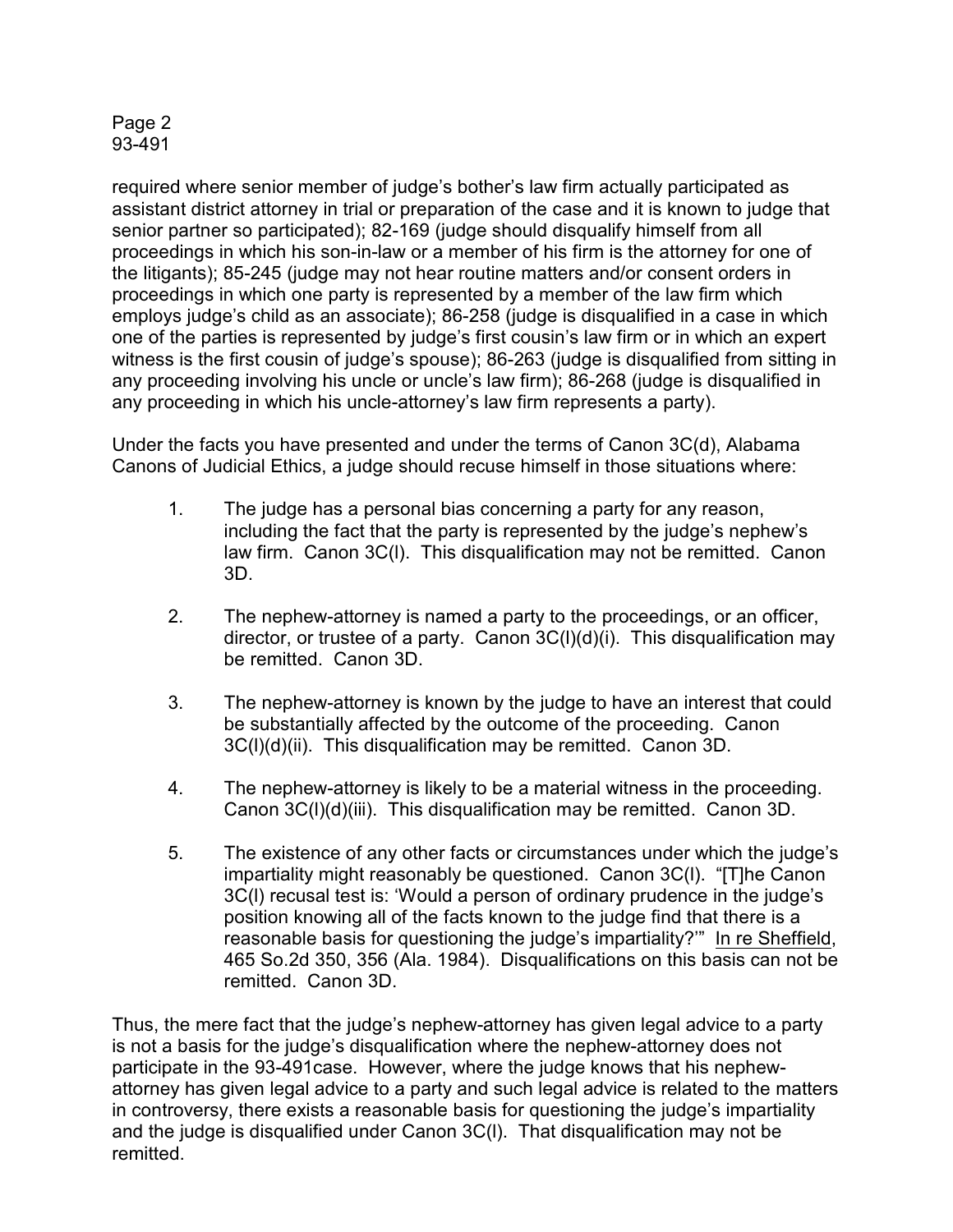required where senior member of judge's bother's law firm actually participated as assistant district attorney in trial or preparation of the case and it is known to judge that senior partner so participated); 82-169 (judge should disqualify himself from all proceedings in which his son-in-law or a member of his firm is the attorney for one of the litigants); 85-245 (judge may not hear routine matters and/or consent orders in proceedings in which one party is represented by a member of the law firm which employs judge's child as an associate); 86-258 (judge is disqualified in a case in which one of the parties is represented by judge's first cousin's law firm or in which an expert witness is the first cousin of judge's spouse); 86-263 (judge is disqualified from sitting in any proceeding involving his uncle or uncle's law firm); 86-268 (judge is disqualified in any proceeding in which his uncle-attorney's law firm represents a party).

Under the facts you have presented and under the terms of Canon 3C(d), Alabama Canons of Judicial Ethics, a judge should recuse himself in those situations where:

1. The judge has a personal bias concerning a party for any reason, including the fact that the party is represented by the judge's nephew's law firm. Canon 3C(l). This disqualification may not be remitted. Canon 3D.

2. The nephew-attorney is named a party to the proceedings, or an officer, director, or trustee of a party. Canon 3C(l)(d)(i). This disqualification may be remitted. Canon 3D.

3. The nephew-attorney is known by the judge to have an interest that could be substantially affected by the outcome of the proceeding. Canon 3C(l)(d)(ii). This disqualification may be remitted. Canon 3D.

4. The nephew-attorney is likely to be a material witness in the proceeding. Canon 3C(l)(d)(iii). This disqualification may be remitted. Canon 3D.

5. The existence of any other facts or circumstances under which the judge's impartiality might reasonably be questioned. Canon 3C(l). "[T]he Canon 3C(l) recusal test is: 'Would a person of ordinary prudence in the judge's position knowing all of the facts known to the judge find that there is a reasonable basis for questioning the judge's impartiality?'" In re Sheffield, 465 So.2d 350, 356 (Ala. 1984). Disqualifications on this basis can not be remitted. Canon 3D.

Thus, the mere fact that the judge's nephew-attorney has given legal advice to a party is not a basis for the judge's disqualification where the nephew-attorney does not participate in the 93-491case. However, where the judge knows that his nephew-attorney has given legal advice to a party and such legal advice is related to the matters in controversy, there exists a reasonable basis for questioning the judge's impartiality and the judge is disqualified under Canon 3C(l). That disqualification may not be remitted.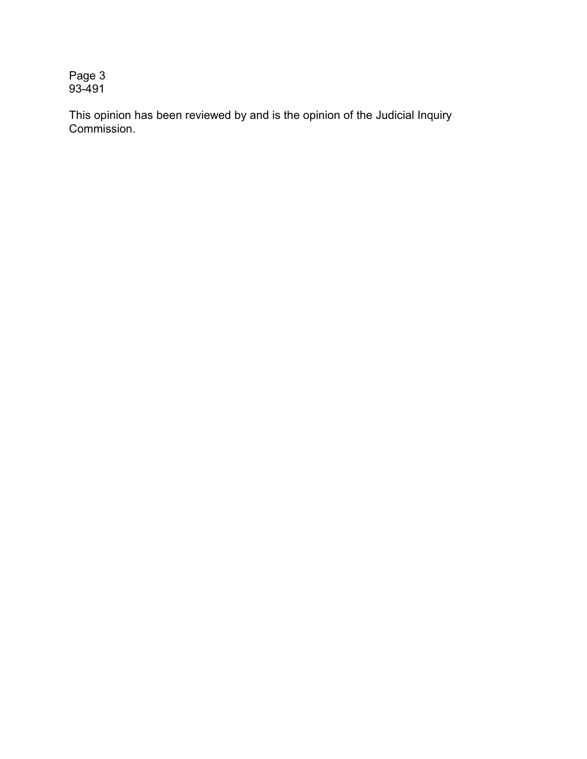This opinion has been reviewed by and is the opinion of the Judicial Inquiry Commission.